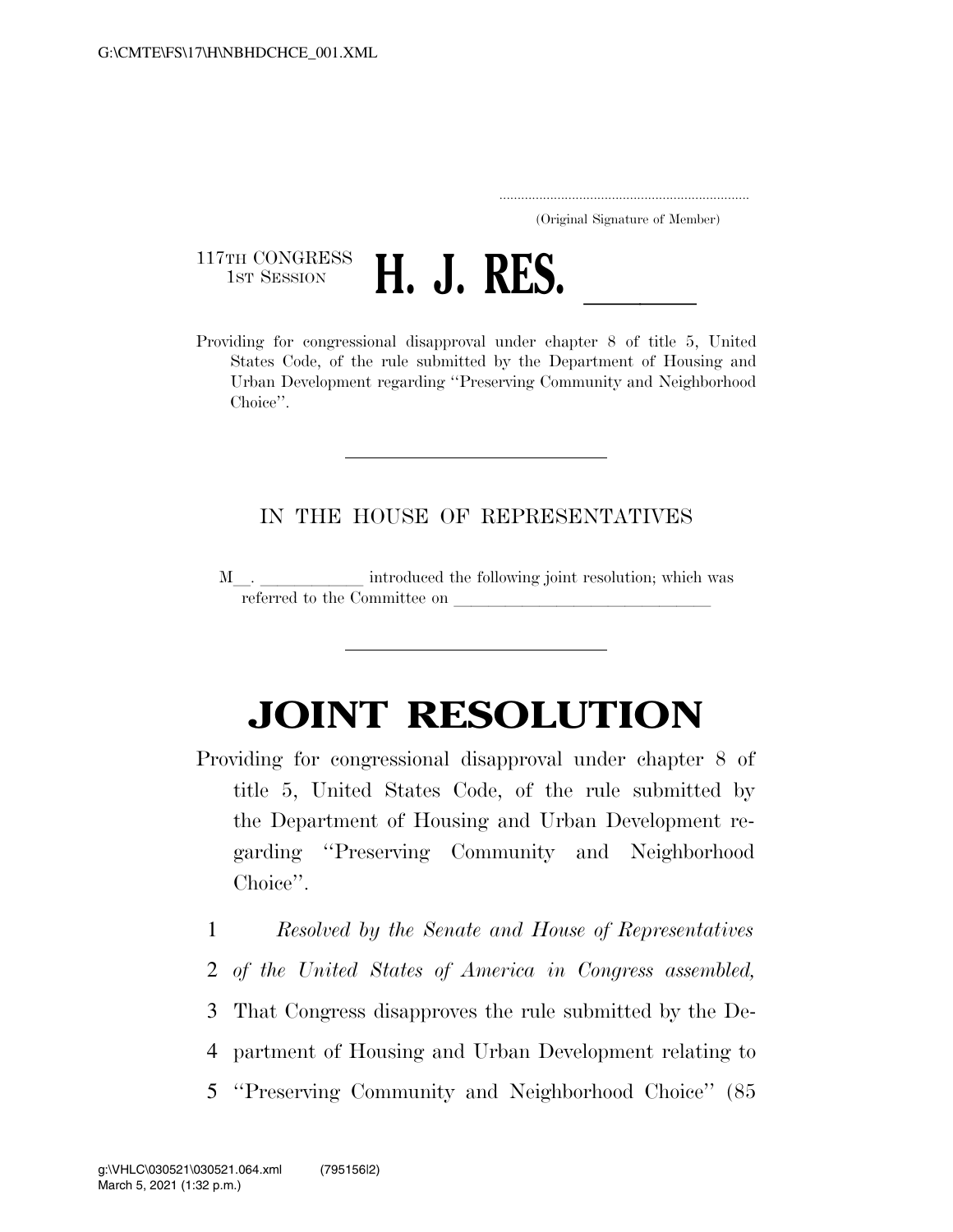G:\CMTE\FS\17\H\NBHDCHCE_001.XML

.....................................................................
(Original Signature of Member)

117TH CONGRESS
1ST SESSION

# H. J. RES. \_\_\_\_\_\_

Providing for congressional disapproval under chapter 8 of title 5, United States Code, of the rule submitted by the Department of Housing and Urban Development regarding "Preserving Community and Neighborhood Choice".

---

IN THE HOUSE OF REPRESENTATIVES

M\_\_. \_\_\_\_\_\_\_\_\_\_\_\_ introduced the following joint resolution; which was referred to the Committee on \_\_\_\_\_\_\_\_\_\_\_\_\_\_\_\_\_\_\_\_\_\_\_\_\_\_\_\_\_\_

---

# JOINT RESOLUTION

Providing for congressional disapproval under chapter 8 of title 5, United States Code, of the rule submitted by the Department of Housing and Urban Development regarding "Preserving Community and Neighborhood Choice".

1 *Resolved by the Senate and House of Representatives*
2 *of the United States of America in Congress assembled,*
3 That Congress disapproves the rule submitted by the De-
4 partment of Housing and Urban Development relating to
5 "Preserving Community and Neighborhood Choice" (85

g:\VHLC\030521\030521.064.xml (795156|2)
March 5, 2021 (1:32 p.m.)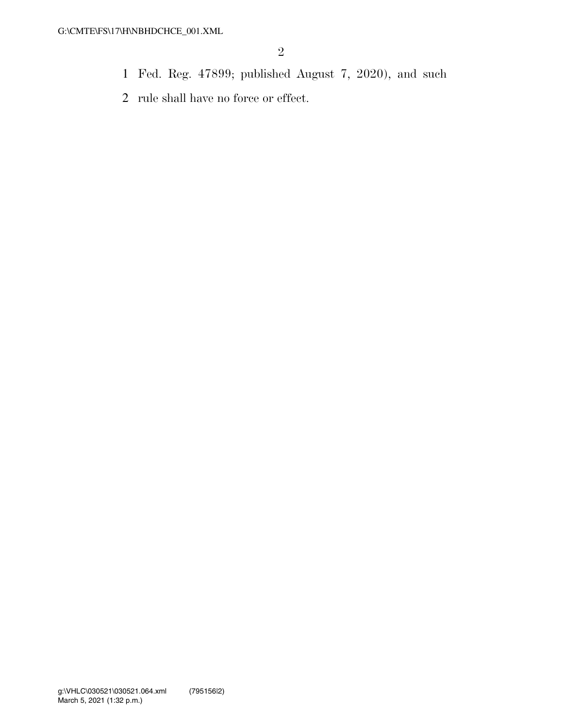Fed. Reg. 47899; published August 7, 2020), and such rule shall have no force or effect.